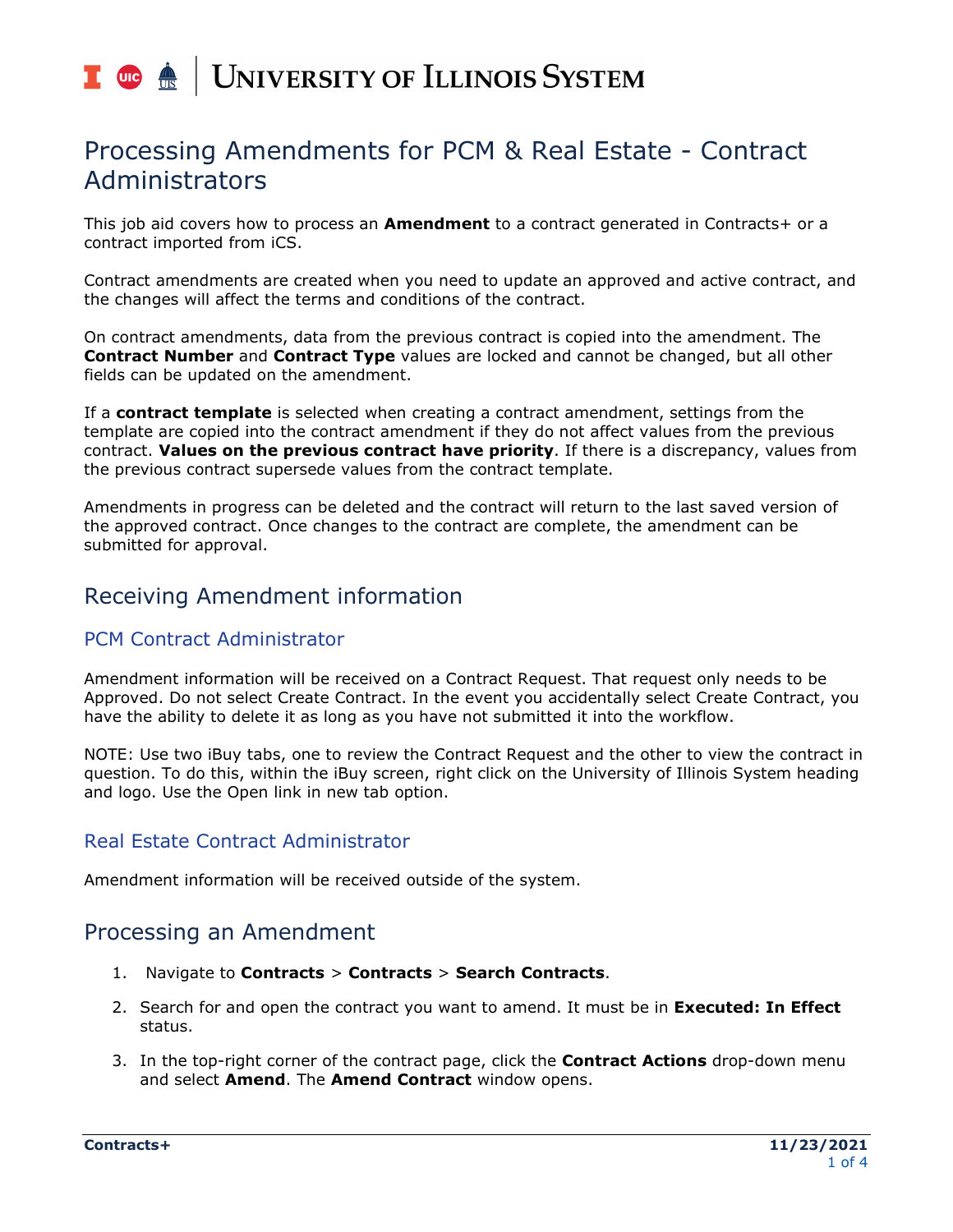# Processing Amendments for PCM & Real Estate - Contract Administrators

This job aid covers how to process an **Amendment** to a contract generated in Contracts+ or a contract imported from iCS.

Contract amendments are created when you need to update an approved and active contract, and the changes will affect the terms and conditions of the contract.

On contract amendments, data from the previous contract is copied into the amendment. The **Contract Number** and **Contract Type** values are locked and cannot be changed, but all other fields can be updated on the amendment.

If a **contract template** is selected when creating a contract amendment, settings from the template are copied into the contract amendment if they do not affect values from the previous contract. **Values on the previous contract have priority**. If there is a discrepancy, values from the previous contract supersede values from the contract template.

Amendments in progress can be deleted and the contract will return to the last saved version of the approved contract. Once changes to the contract are complete, the amendment can be submitted for approval.

## Receiving Amendment information

### PCM Contract Administrator

Amendment information will be received on a Contract Request. That request only needs to be Approved. Do not select Create Contract. In the event you accidentally select Create Contract, you have the ability to delete it as long as you have not submitted it into the workflow.

NOTE: Use two iBuy tabs, one to review the Contract Request and the other to view the contract in question. To do this, within the iBuy screen, right click on the University of Illinois System heading and logo. Use the Open link in new tab option.

### Real Estate Contract Administrator

Amendment information will be received outside of the system.

## Processing an Amendment

1. Navigate to **Contracts** > **Contracts** > **Search Contracts**.
2. Search for and open the contract you want to amend. It must be in **Executed: In Effect** status.
3. In the top-right corner of the contract page, click the **Contract Actions** drop-down menu and select **Amend**. The **Amend Contract** window opens.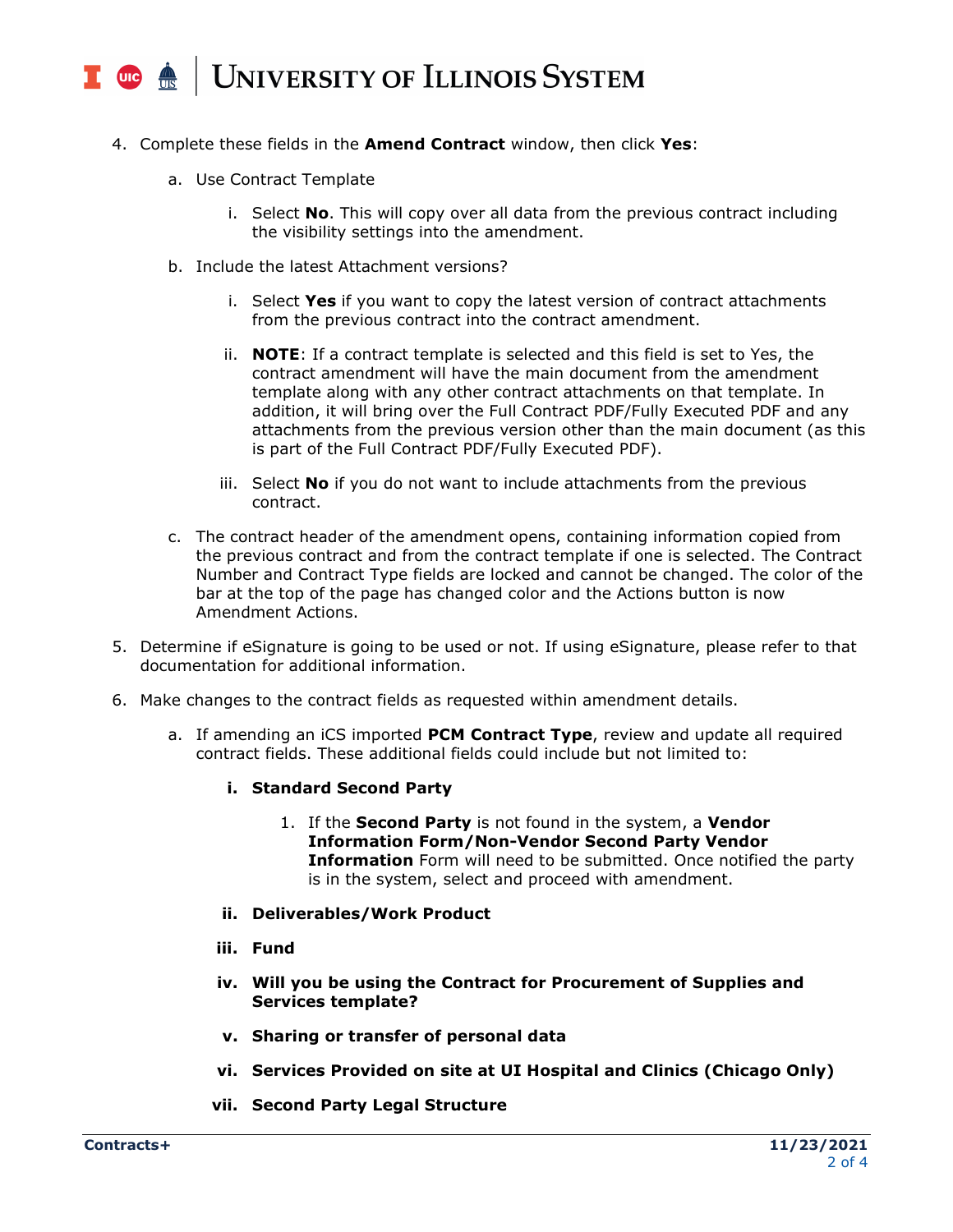4. Complete these fields in the **Amend Contract** window, then click **Yes**:

    a. Use Contract Template

        i. Select **No**. This will copy over all data from the previous contract including the visibility settings into the amendment.

    b. Include the latest Attachment versions?

        i. Select **Yes** if you want to copy the latest version of contract attachments from the previous contract into the contract amendment.

        ii. **NOTE**: If a contract template is selected and this field is set to Yes, the contract amendment will have the main document from the amendment template along with any other contract attachments on that template. In addition, it will bring over the Full Contract PDF/Fully Executed PDF and any attachments from the previous version other than the main document (as this is part of the Full Contract PDF/Fully Executed PDF).

        iii. Select **No** if you do not want to include attachments from the previous contract.

    c. The contract header of the amendment opens, containing information copied from the previous contract and from the contract template if one is selected. The Contract Number and Contract Type fields are locked and cannot be changed. The color of the bar at the top of the page has changed color and the Actions button is now Amendment Actions.

5. Determine if eSignature is going to be used or not. If using eSignature, please refer to that documentation for additional information.

6. Make changes to the contract fields as requested within amendment details.

    a. If amending an iCS imported **PCM Contract Type**, review and update all required contract fields. These additional fields could include but not limited to:

        **i. Standard Second Party**

            1. If the **Second Party** is not found in the system, a **Vendor Information Form/Non-Vendor Second Party Vendor Information** Form will need to be submitted. Once notified the party is in the system, select and proceed with amendment.

        **ii. Deliverables/Work Product**

        **iii. Fund**

        **iv. Will you be using the Contract for Procurement of Supplies and Services template?**

        **v. Sharing or transfer of personal data**

        **vi. Services Provided on site at UI Hospital and Clinics (Chicago Only)**

        **vii. Second Party Legal Structure**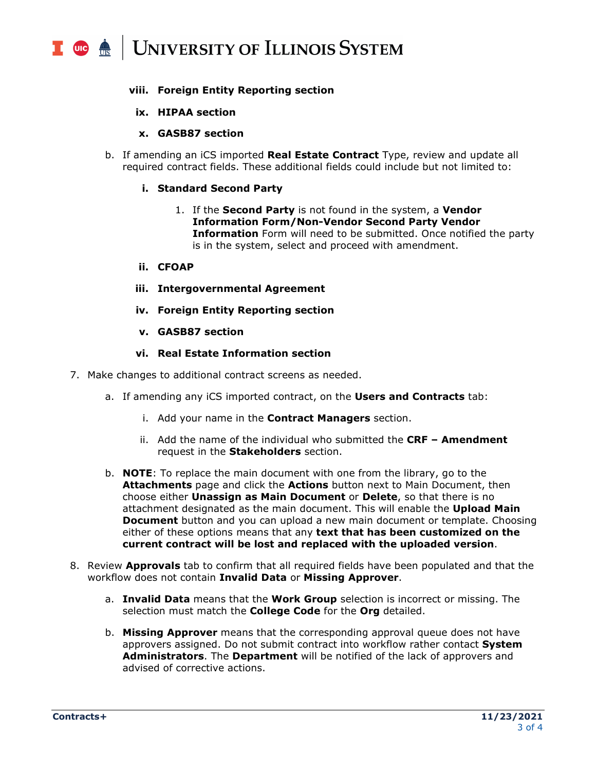viii. **Foreign Entity Reporting section**

   ix. **HIPAA section**

   x. **GASB87 section**

b. If amending an iCS imported **Real Estate Contract** Type, review and update all required contract fields. These additional fields could include but not limited to:

   i. **Standard Second Party**

      1. If the **Second Party** is not found in the system, a **Vendor Information Form/Non-Vendor Second Party Vendor Information** Form will need to be submitted. Once notified the party is in the system, select and proceed with amendment.

   ii. **CFOAP**

   iii. **Intergovernmental Agreement**

   iv. **Foreign Entity Reporting section**

   v. **GASB87 section**

   vi. **Real Estate Information section**

7. Make changes to additional contract screens as needed.

   a. If amending any iCS imported contract, on the **Users and Contracts** tab:

      i. Add your name in the **Contract Managers** section.

      ii. Add the name of the individual who submitted the **CRF – Amendment** request in the **Stakeholders** section.

   b. **NOTE**: To replace the main document with one from the library, go to the **Attachments** page and click the **Actions** button next to Main Document, then choose either **Unassign as Main Document** or **Delete**, so that there is no attachment designated as the main document. This will enable the **Upload Main Document** button and you can upload a new main document or template. Choosing either of these options means that any **text that has been customized on the current contract will be lost and replaced with the uploaded version**.

8. Review **Approvals** tab to confirm that all required fields have been populated and that the workflow does not contain **Invalid Data** or **Missing Approver**.

   a. **Invalid Data** means that the **Work Group** selection is incorrect or missing. The selection must match the **College Code** for the **Org** detailed.

   b. **Missing Approver** means that the corresponding approval queue does not have approvers assigned. Do not submit contract into workflow rather contact **System Administrators**. The **Department** will be notified of the lack of approvers and advised of corrective actions.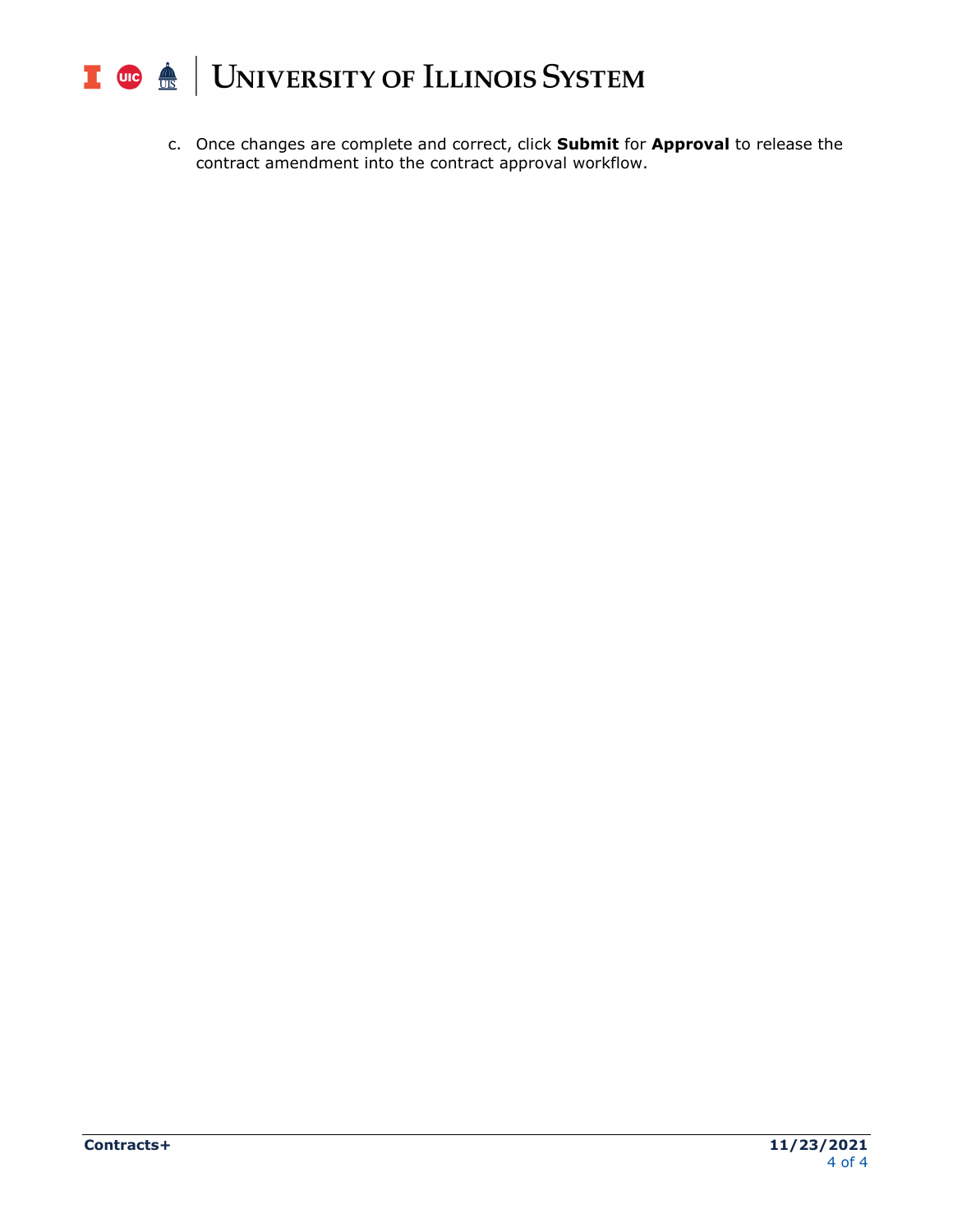c. Once changes are complete and correct, click **Submit** for **Approval** to release the contract amendment into the contract approval workflow.